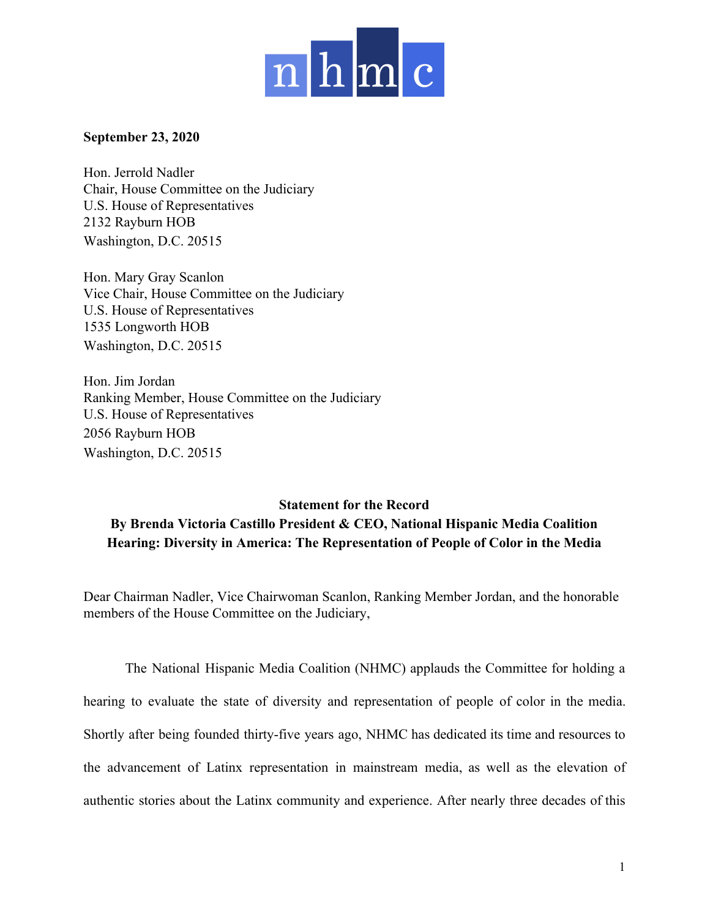nhmc

**September 23, 2020**

Hon. Jerrold Nadler
Chair, House Committee on the Judiciary
U.S. House of Representatives
2132 Rayburn HOB
Washington, D.C. 20515

Hon. Mary Gray Scanlon
Vice Chair, House Committee on the Judiciary
U.S. House of Representatives
1535 Longworth HOB
Washington, D.C. 20515

Hon. Jim Jordan
Ranking Member, House Committee on the Judiciary
U.S. House of Representatives
2056 Rayburn HOB
Washington, D.C. 20515

**Statement for the Record**
**By Brenda Victoria Castillo President & CEO, National Hispanic Media Coalition**
**Hearing: Diversity in America: The Representation of People of Color in the Media**

Dear Chairman Nadler, Vice Chairwoman Scanlon, Ranking Member Jordan, and the honorable members of the House Committee on the Judiciary,

The National Hispanic Media Coalition (NHMC) applauds the Committee for holding a hearing to evaluate the state of diversity and representation of people of color in the media. Shortly after being founded thirty-five years ago, NHMC has dedicated its time and resources to the advancement of Latinx representation in mainstream media, as well as the elevation of authentic stories about the Latinx community and experience. After nearly three decades of this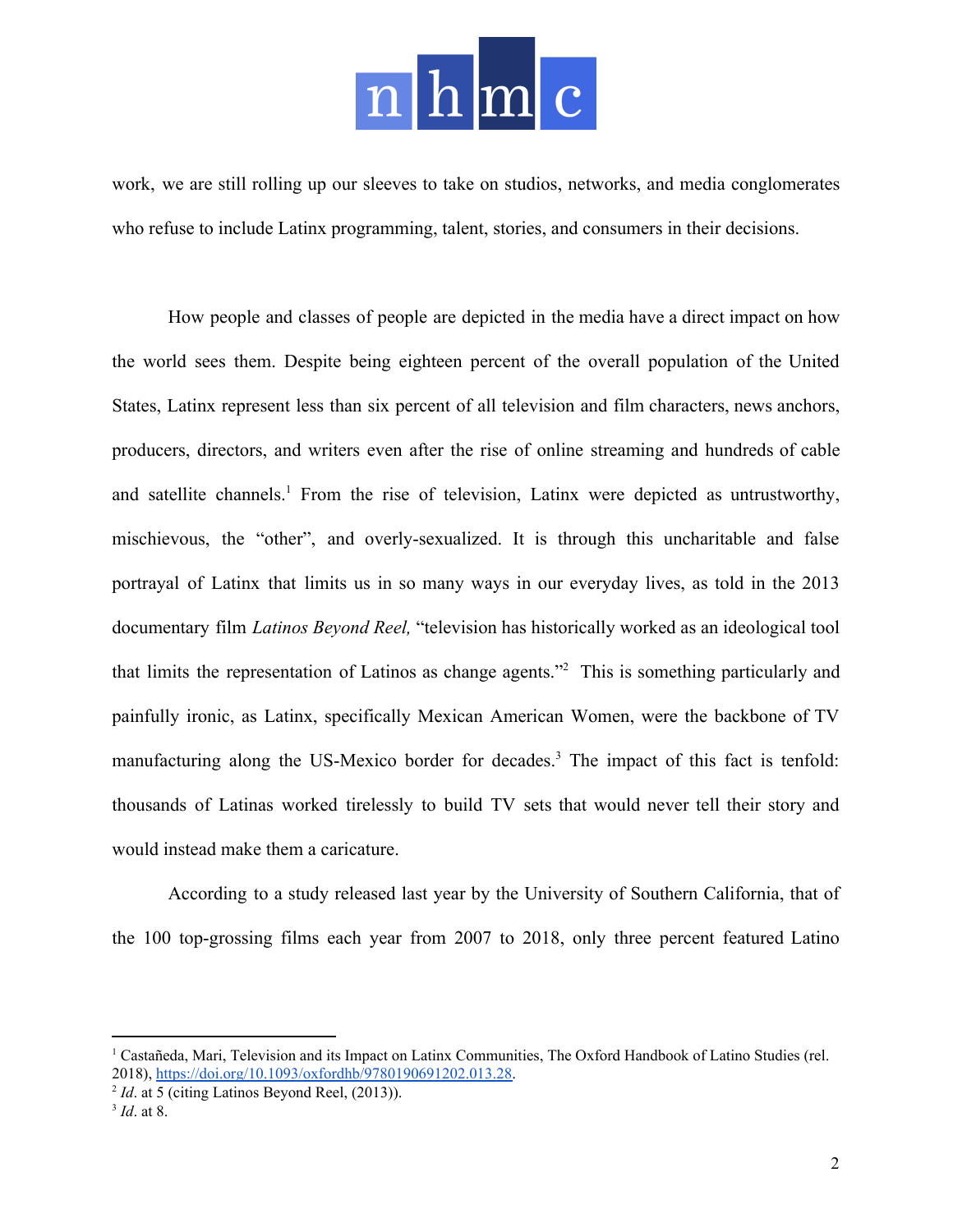work, we are still rolling up our sleeves to take on studios, networks, and media conglomerates who refuse to include Latinx programming, talent, stories, and consumers in their decisions.

How people and classes of people are depicted in the media have a direct impact on how the world sees them. Despite being eighteen percent of the overall population of the United States, Latinx represent less than six percent of all television and film characters, news anchors, producers, directors, and writers even after the rise of online streaming and hundreds of cable and satellite channels.[1] From the rise of television, Latinx were depicted as untrustworthy, mischievous, the "other", and overly-sexualized. It is through this uncharitable and false portrayal of Latinx that limits us in so many ways in our everyday lives, as told in the 2013 documentary film *Latinos Beyond Reel,* "television has historically worked as an ideological tool that limits the representation of Latinos as change agents."[2] This is something particularly and painfully ironic, as Latinx, specifically Mexican American Women, were the backbone of TV manufacturing along the US-Mexico border for decades.[3] The impact of this fact is tenfold: thousands of Latinas worked tirelessly to build TV sets that would never tell their story and would instead make them a caricature.

According to a study released last year by the University of Southern California, that of the 100 top-grossing films each year from 2007 to 2018, only three percent featured Latino

---

[1] Castañeda, Mari, Television and its Impact on Latinx Communities, The Oxford Handbook of Latino Studies (rel. 2018), https://doi.org/10.1093/oxfordhb/9780190691202.013.28.

[2] *Id*. at 5 (citing Latinos Beyond Reel, (2013)).

[3] *Id*. at 8.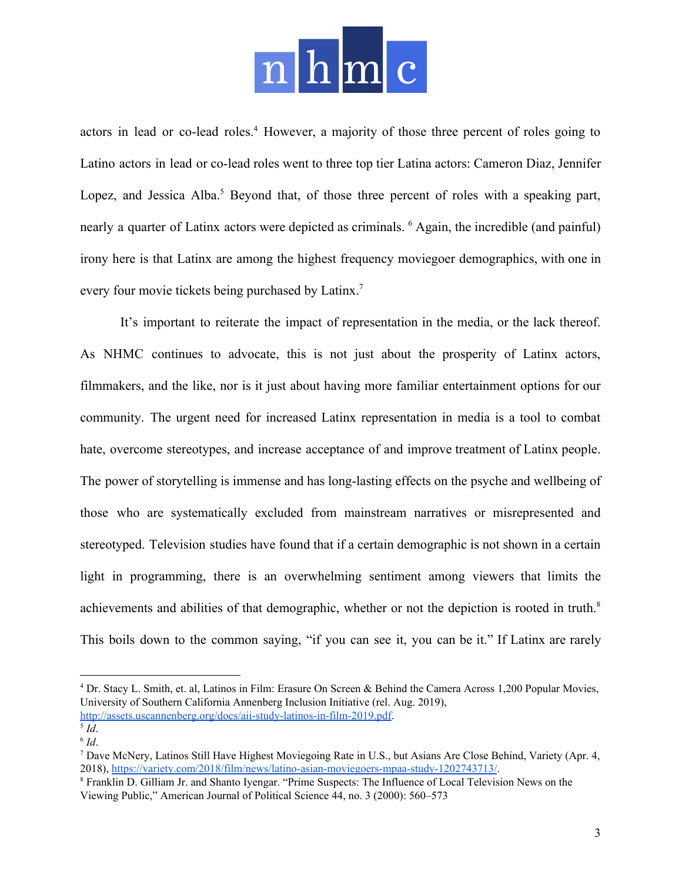actors in lead or co-lead roles.[4] However, a majority of those three percent of roles going to Latino actors in lead or co-lead roles went to three top tier Latina actors: Cameron Diaz, Jennifer Lopez, and Jessica Alba.[5] Beyond that, of those three percent of roles with a speaking part, nearly a quarter of Latinx actors were depicted as criminals. [6] Again, the incredible (and painful) irony here is that Latinx are among the highest frequency moviegoer demographics, with one in every four movie tickets being purchased by Latinx.[7]

It's important to reiterate the impact of representation in the media, or the lack thereof. As NHMC continues to advocate, this is not just about the prosperity of Latinx actors, filmmakers, and the like, nor is it just about having more familiar entertainment options for our community. The urgent need for increased Latinx representation in media is a tool to combat hate, overcome stereotypes, and increase acceptance of and improve treatment of Latinx people. The power of storytelling is immense and has long-lasting effects on the psyche and wellbeing of those who are systematically excluded from mainstream narratives or misrepresented and stereotyped. Television studies have found that if a certain demographic is not shown in a certain light in programming, there is an overwhelming sentiment among viewers that limits the achievements and abilities of that demographic, whether or not the depiction is rooted in truth.[8] This boils down to the common saying, "if you can see it, you can be it." If Latinx are rarely

---

[4] Dr. Stacy L. Smith, et. al, Latinos in Film: Erasure On Screen & Behind the Camera Across 1,200 Popular Movies, University of Southern California Annenberg Inclusion Initiative (rel. Aug. 2019), http://assets.uscannenberg.org/docs/aii-study-latinos-in-film-2019.pdf.

[5] *Id*.

[6] *Id*.

[7] Dave McNery, Latinos Still Have Highest Moviegoing Rate in U.S., but Asians Are Close Behind, Variety (Apr. 4, 2018), https://variety.com/2018/film/news/latino-asian-moviegoers-mpaa-study-1202743713/.

[8] Franklin D. Gilliam Jr. and Shanto Iyengar. "Prime Suspects: The Influence of Local Television News on the Viewing Public," American Journal of Political Science 44, no. 3 (2000): 560–573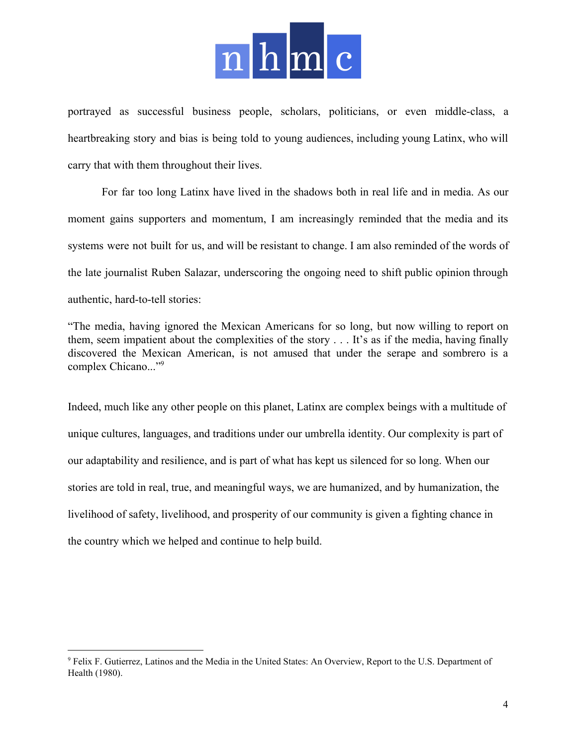portrayed as successful business people, scholars, politicians, or even middle-class, a heartbreaking story and bias is being told to young audiences, including young Latinx, who will carry that with them throughout their lives.

For far too long Latinx have lived in the shadows both in real life and in media. As our moment gains supporters and momentum, I am increasingly reminded that the media and its systems were not built for us, and will be resistant to change. I am also reminded of the words of the late journalist Ruben Salazar, underscoring the ongoing need to shift public opinion through authentic, hard-to-tell stories:

> "The media, having ignored the Mexican Americans for so long, but now willing to report on them, seem impatient about the complexities of the story . . . It's as if the media, having finally discovered the Mexican American, is not amused that under the serape and sombrero is a complex Chicano..."[9]

Indeed, much like any other people on this planet, Latinx are complex beings with a multitude of unique cultures, languages, and traditions under our umbrella identity. Our complexity is part of our adaptability and resilience, and is part of what has kept us silenced for so long. When our stories are told in real, true, and meaningful ways, we are humanized, and by humanization, the livelihood of safety, livelihood, and prosperity of our community is given a fighting chance in the country which we helped and continue to help build.

---

[9] Felix F. Gutierrez, Latinos and the Media in the United States: An Overview, Report to the U.S. Department of Health (1980).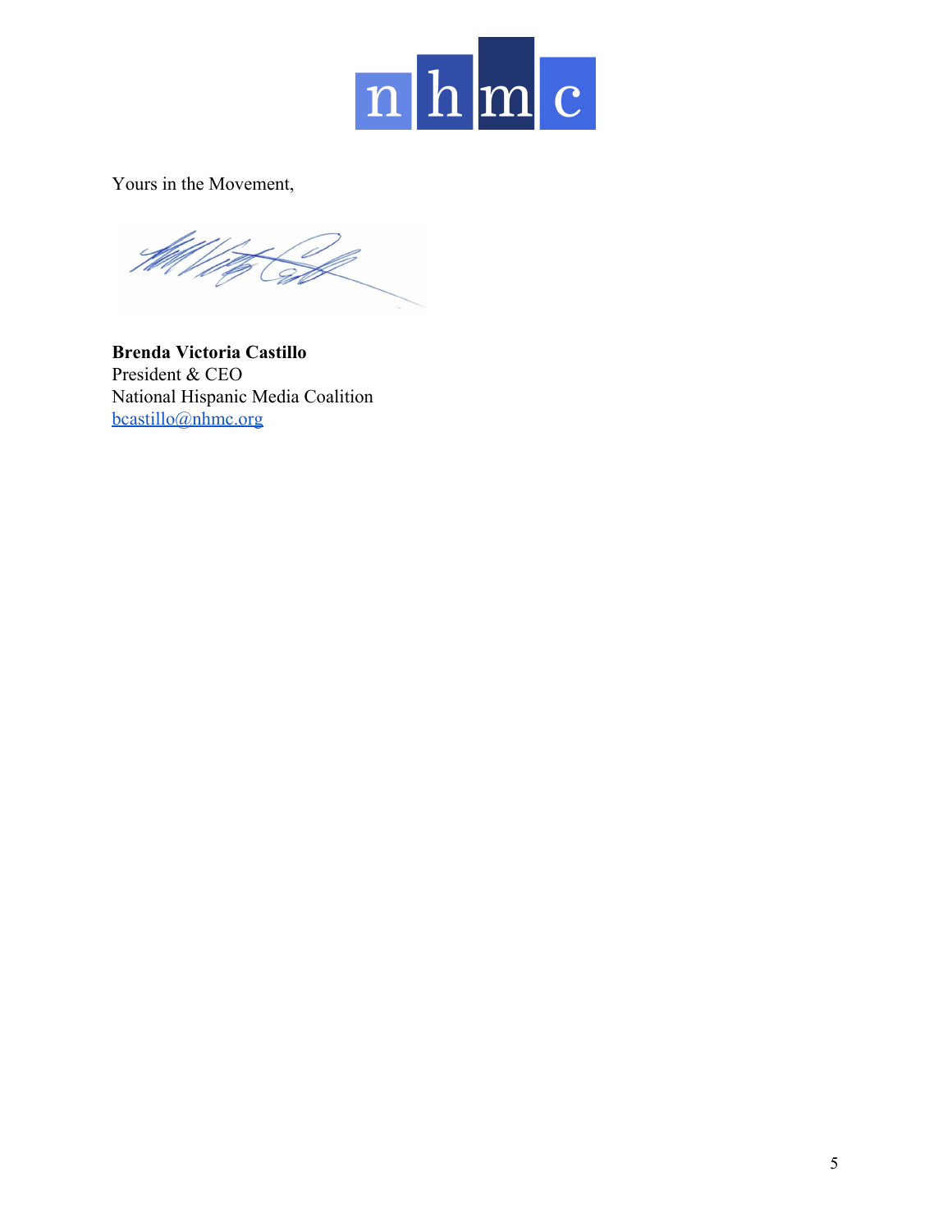Yours in the Movement,

**Brenda Victoria Castillo**
President & CEO
National Hispanic Media Coalition
bcastillo@nhmc.org